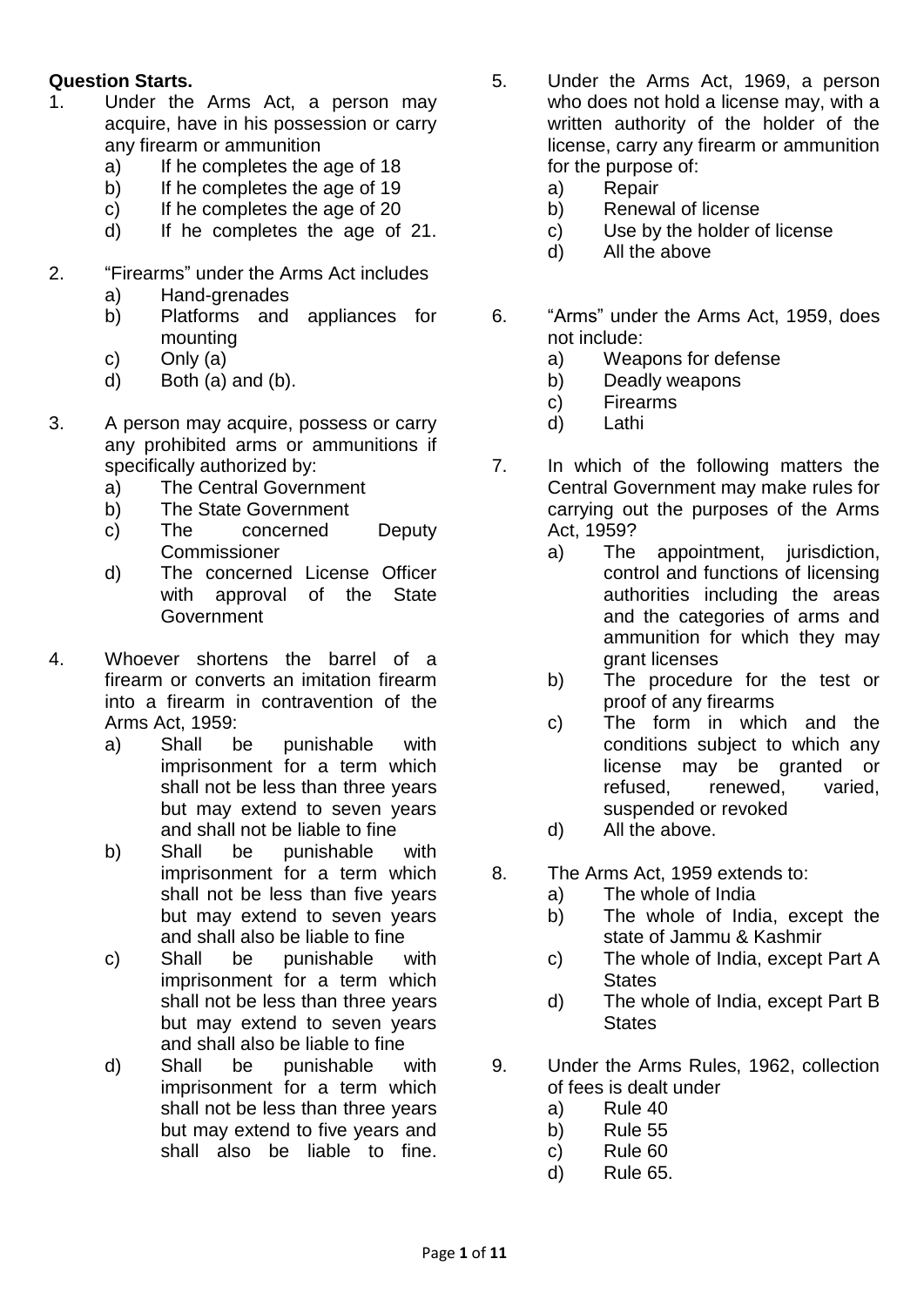**Question Starts.**

1. Under the Arms Act, a person may acquire, have in his possession or carry any firearm or ammunition
   a) If he completes the age of 18
   b) If he completes the age of 19
   c) If he completes the age of 20
   d) If he completes the age of 21.

2. "Firearms" under the Arms Act includes
   a) Hand-grenades
   b) Platforms and appliances for mounting
   c) Only (a)
   d) Both (a) and (b).

3. A person may acquire, possess or carry any prohibited arms or ammunitions if specifically authorized by:
   a) The Central Government
   b) The State Government
   c) The concerned Deputy Commissioner
   d) The concerned License Officer with approval of the State Government

4. Whoever shortens the barrel of a firearm or converts an imitation firearm into a firearm in contravention of the Arms Act, 1959:
   a) Shall be punishable with imprisonment for a term which shall not be less than three years but may extend to seven years and shall not be liable to fine
   b) Shall be punishable with imprisonment for a term which shall not be less than five years but may extend to seven years and shall also be liable to fine
   c) Shall be punishable with imprisonment for a term which shall not be less than three years but may extend to seven years and shall also be liable to fine
   d) Shall be punishable with imprisonment for a term which shall not be less than three years but may extend to five years and shall also be liable to fine.

5. Under the Arms Act, 1969, a person who does not hold a license may, with a written authority of the holder of the license, carry any firearm or ammunition for the purpose of:
   a) Repair
   b) Renewal of license
   c) Use by the holder of license
   d) All the above

6. "Arms" under the Arms Act, 1959, does not include:
   a) Weapons for defense
   b) Deadly weapons
   c) Firearms
   d) Lathi

7. In which of the following matters the Central Government may make rules for carrying out the purposes of the Arms Act, 1959?
   a) The appointment, jurisdiction, control and functions of licensing authorities including the areas and the categories of arms and ammunition for which they may grant licenses
   b) The procedure for the test or proof of any firearms
   c) The form in which and the conditions subject to which any license may be granted or refused, renewed, varied, suspended or revoked
   d) All the above.

8. The Arms Act, 1959 extends to:
   a) The whole of India
   b) The whole of India, except the state of Jammu & Kashmir
   c) The whole of India, except Part A States
   d) The whole of India, except Part B States

9. Under the Arms Rules, 1962, collection of fees is dealt under
   a) Rule 40
   b) Rule 55
   c) Rule 60
   d) Rule 65.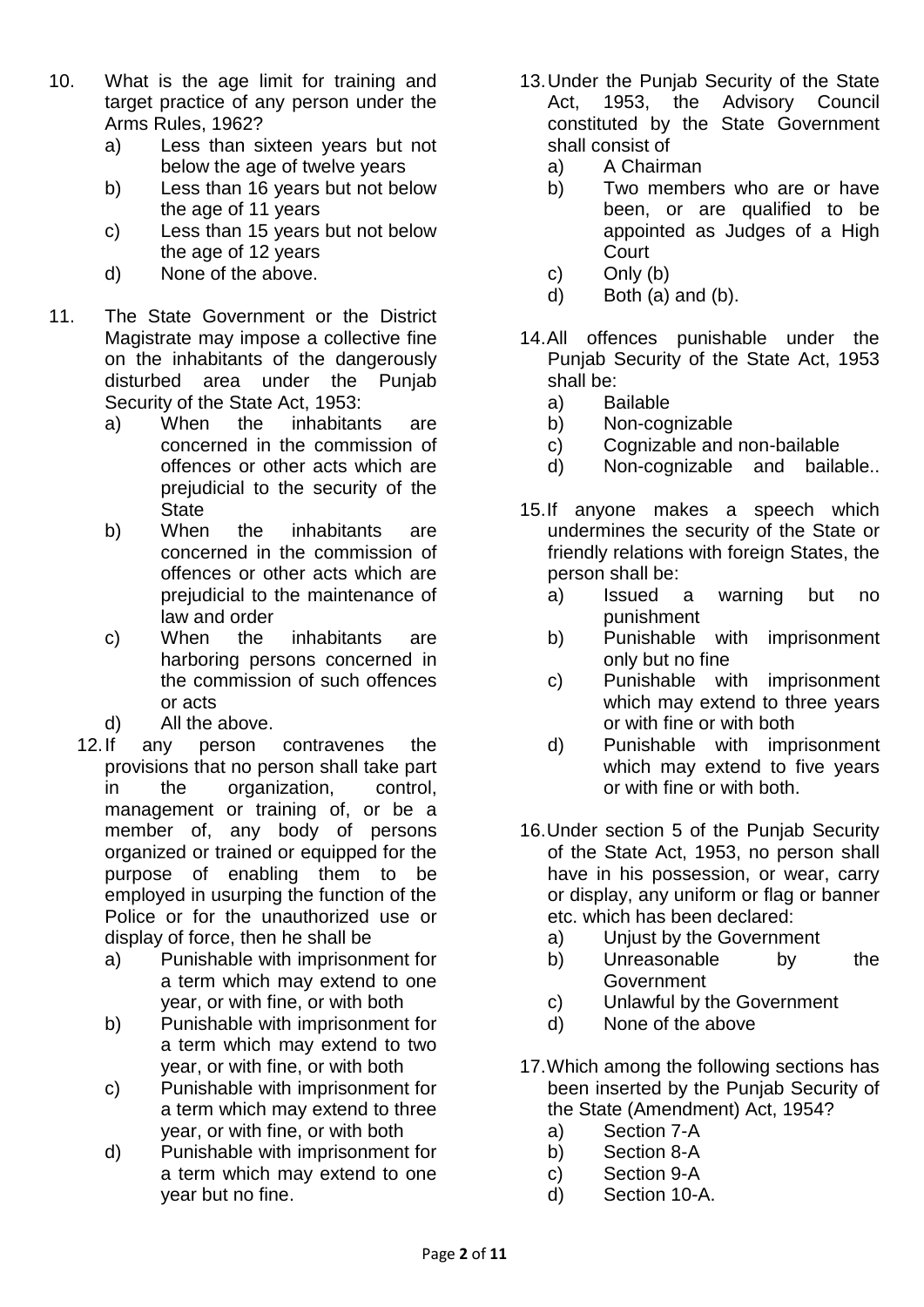10. What is the age limit for training and target practice of any person under the Arms Rules, 1962?
    a) Less than sixteen years but not below the age of twelve years
    b) Less than 16 years but not below the age of 11 years
    c) Less than 15 years but not below the age of 12 years
    d) None of the above.

11. The State Government or the District Magistrate may impose a collective fine on the inhabitants of the dangerously disturbed area under the Punjab Security of the State Act, 1953:
    a) When the inhabitants are concerned in the commission of offences or other acts which are prejudicial to the security of the State
    b) When the inhabitants are concerned in the commission of offences or other acts which are prejudicial to the maintenance of law and order
    c) When the inhabitants are harboring persons concerned in the commission of such offences or acts
    d) All the above.

12. If any person contravenes the provisions that no person shall take part in the organization, control, management or training of, or be a member of, any body of persons organized or trained or equipped for the purpose of enabling them to be employed in usurping the function of the Police or for the unauthorized use or display of force, then he shall be
    a) Punishable with imprisonment for a term which may extend to one year, or with fine, or with both
    b) Punishable with imprisonment for a term which may extend to two year, or with fine, or with both
    c) Punishable with imprisonment for a term which may extend to three year, or with fine, or with both
    d) Punishable with imprisonment for a term which may extend to one year but no fine.

13. Under the Punjab Security of the State Act, 1953, the Advisory Council constituted by the State Government shall consist of
    a) A Chairman
    b) Two members who are or have been, or are qualified to be appointed as Judges of a High Court
    c) Only (b)
    d) Both (a) and (b).

14. All offences punishable under the Punjab Security of the State Act, 1953 shall be:
    a) Bailable
    b) Non-cognizable
    c) Cognizable and non-bailable
    d) Non-cognizable and bailable..

15. If anyone makes a speech which undermines the security of the State or friendly relations with foreign States, the person shall be:
    a) Issued a warning but no punishment
    b) Punishable with imprisonment only but no fine
    c) Punishable with imprisonment which may extend to three years or with fine or with both
    d) Punishable with imprisonment which may extend to five years or with fine or with both.

16. Under section 5 of the Punjab Security of the State Act, 1953, no person shall have in his possession, or wear, carry or display, any uniform or flag or banner etc. which has been declared:
    a) Unjust by the Government
    b) Unreasonable by the Government
    c) Unlawful by the Government
    d) None of the above

17. Which among the following sections has been inserted by the Punjab Security of the State (Amendment) Act, 1954?
    a) Section 7-A
    b) Section 8-A
    c) Section 9-A
    d) Section 10-A.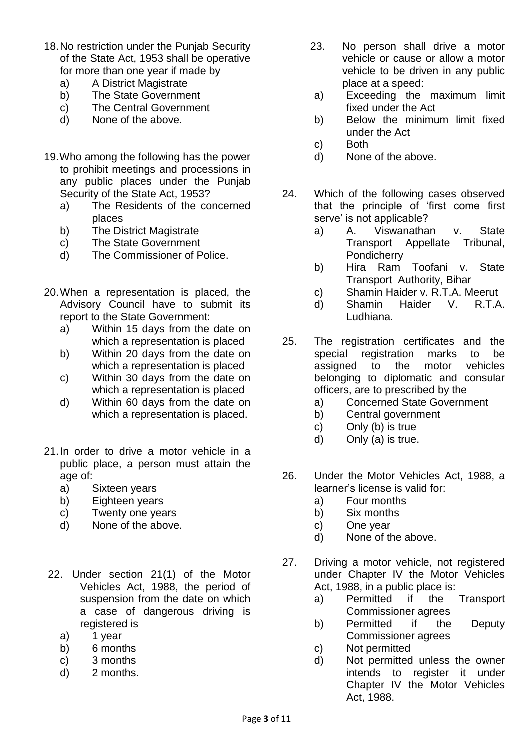18. No restriction under the Punjab Security of the State Act, 1953 shall be operative for more than one year if made by
    a) A District Magistrate
    b) The State Government
    c) The Central Government
    d) None of the above.

19. Who among the following has the power to prohibit meetings and processions in any public places under the Punjab Security of the State Act, 1953?
    a) The Residents of the concerned places
    b) The District Magistrate
    c) The State Government
    d) The Commissioner of Police.

20. When a representation is placed, the Advisory Council have to submit its report to the State Government:
    a) Within 15 days from the date on which a representation is placed
    b) Within 20 days from the date on which a representation is placed
    c) Within 30 days from the date on which a representation is placed
    d) Within 60 days from the date on which a representation is placed.

21. In order to drive a motor vehicle in a public place, a person must attain the age of:
    a) Sixteen years
    b) Eighteen years
    c) Twenty one years
    d) None of the above.

22. Under section 21(1) of the Motor Vehicles Act, 1988, the period of suspension from the date on which a case of dangerous driving is registered is
    a) 1 year
    b) 6 months
    c) 3 months
    d) 2 months.

23. No person shall drive a motor vehicle or cause or allow a motor vehicle to be driven in any public place at a speed:
    a) Exceeding the maximum limit fixed under the Act
    b) Below the minimum limit fixed under the Act
    c) Both
    d) None of the above.

24. Which of the following cases observed that the principle of 'first come first serve' is not applicable?
    a) A. Viswanathan v. State Transport Appellate Tribunal, Pondicherry
    b) Hira Ram Toofani v. State Transport Authority, Bihar
    c) Shamin Haider v. R.T.A. Meerut
    d) Shamin Haider V. R.T.A. Ludhiana.

25. The registration certificates and the special registration marks to be assigned to the motor vehicles belonging to diplomatic and consular officers, are to prescribed by the
    a) Concerned State Government
    b) Central government
    c) Only (b) is true
    d) Only (a) is true.

26. Under the Motor Vehicles Act, 1988, a learner's license is valid for:
    a) Four months
    b) Six months
    c) One year
    d) None of the above.

27. Driving a motor vehicle, not registered under Chapter IV the Motor Vehicles Act, 1988, in a public place is:
    a) Permitted if the Transport Commissioner agrees
    b) Permitted if the Deputy Commissioner agrees
    c) Not permitted
    d) Not permitted unless the owner intends to register it under Chapter IV the Motor Vehicles Act, 1988.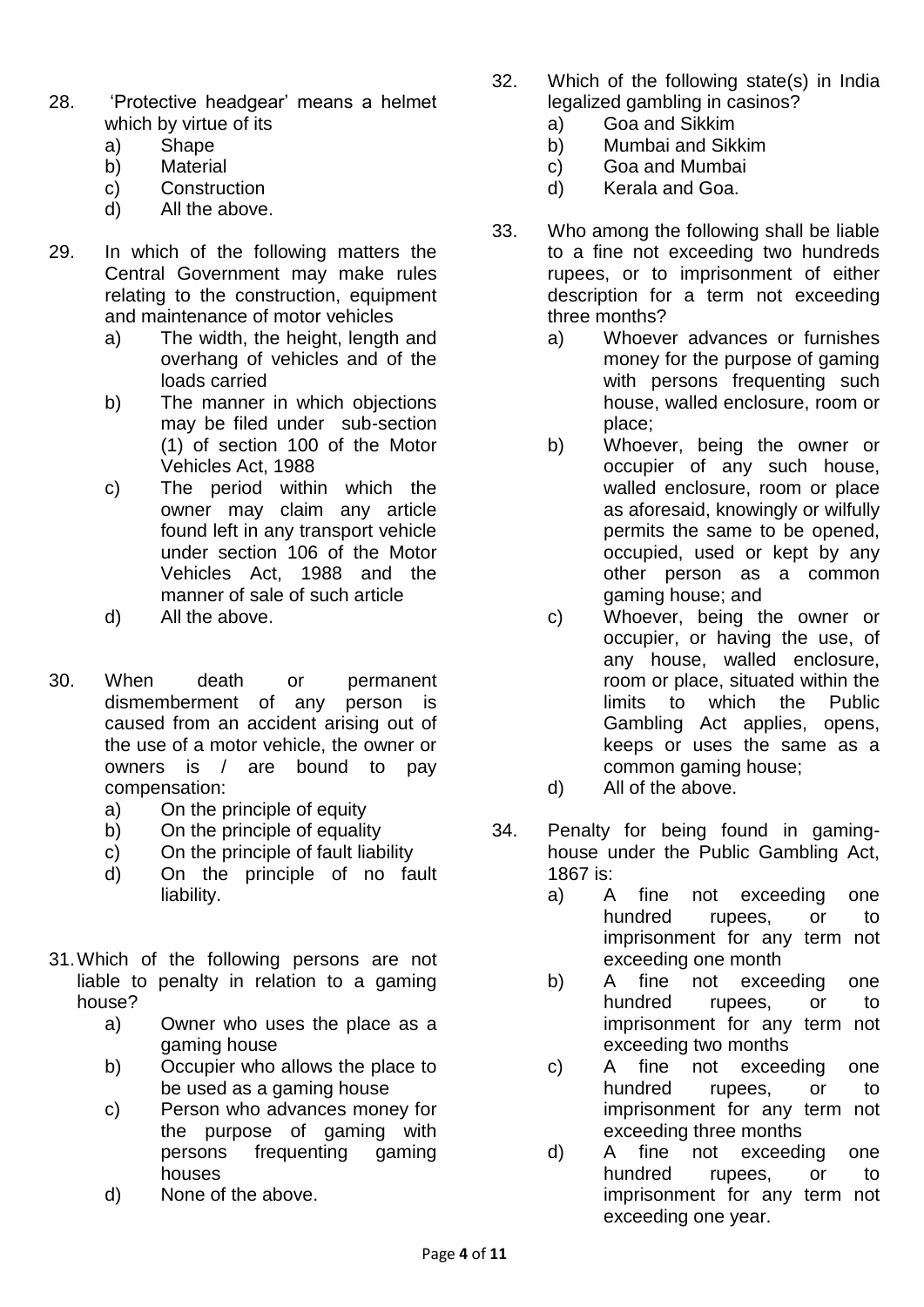28. 'Protective headgear' means a helmet which by virtue of its
    a) Shape
    b) Material
    c) Construction
    d) All the above.

29. In which of the following matters the Central Government may make rules relating to the construction, equipment and maintenance of motor vehicles
    a) The width, the height, length and overhang of vehicles and of the loads carried
    b) The manner in which objections may be filed under sub-section (1) of section 100 of the Motor Vehicles Act, 1988
    c) The period within which the owner may claim any article found left in any transport vehicle under section 106 of the Motor Vehicles Act, 1988 and the manner of sale of such article
    d) All the above.

30. When death or permanent dismemberment of any person is caused from an accident arising out of the use of a motor vehicle, the owner or owners is / are bound to pay compensation:
    a) On the principle of equity
    b) On the principle of equality
    c) On the principle of fault liability
    d) On the principle of no fault liability.

31. Which of the following persons are not liable to penalty in relation to a gaming house?
    a) Owner who uses the place as a gaming house
    b) Occupier who allows the place to be used as a gaming house
    c) Person who advances money for the purpose of gaming with persons frequenting gaming houses
    d) None of the above.

32. Which of the following state(s) in India legalized gambling in casinos?
    a) Goa and Sikkim
    b) Mumbai and Sikkim
    c) Goa and Mumbai
    d) Kerala and Goa.

33. Who among the following shall be liable to a fine not exceeding two hundreds rupees, or to imprisonment of either description for a term not exceeding three months?
    a) Whoever advances or furnishes money for the purpose of gaming with persons frequenting such house, walled enclosure, room or place;
    b) Whoever, being the owner or occupier of any such house, walled enclosure, room or place as aforesaid, knowingly or wilfully permits the same to be opened, occupied, used or kept by any other person as a common gaming house; and
    c) Whoever, being the owner or occupier, or having the use, of any house, walled enclosure, room or place, situated within the limits to which the Public Gambling Act applies, opens, keeps or uses the same as a common gaming house;
    d) All of the above.

34. Penalty for being found in gaming-house under the Public Gambling Act, 1867 is:
    a) A fine not exceeding one hundred rupees, or to imprisonment for any term not exceeding one month
    b) A fine not exceeding one hundred rupees, or to imprisonment for any term not exceeding two months
    c) A fine not exceeding one hundred rupees, or to imprisonment for any term not exceeding three months
    d) A fine not exceeding one hundred rupees, or to imprisonment for any term not exceeding one year.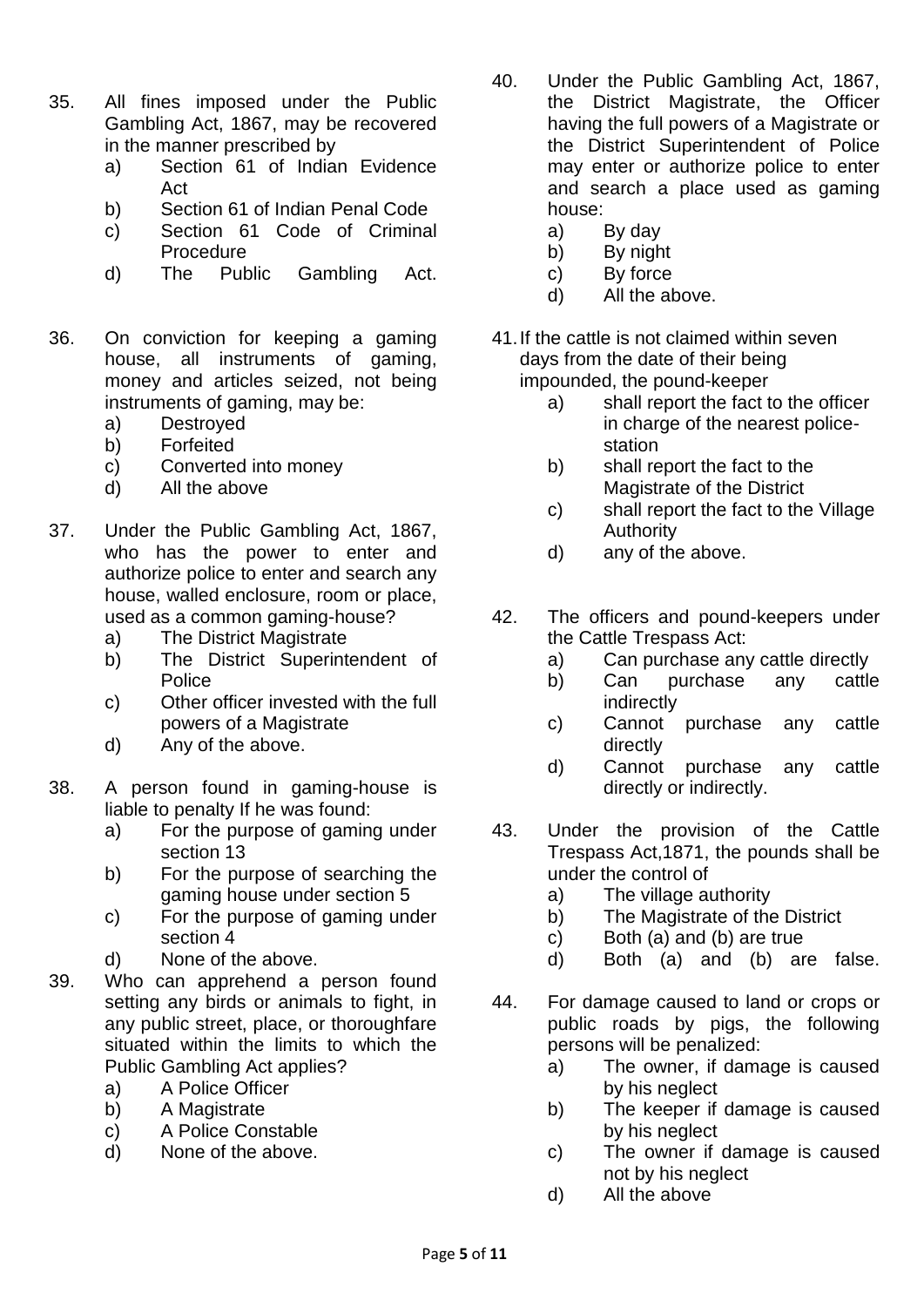35. All fines imposed under the Public Gambling Act, 1867, may be recovered in the manner prescribed by
    a) Section 61 of Indian Evidence Act
    b) Section 61 of Indian Penal Code
    c) Section 61 Code of Criminal Procedure
    d) The Public Gambling Act.

36. On conviction for keeping a gaming house, all instruments of gaming, money and articles seized, not being instruments of gaming, may be:
    a) Destroyed
    b) Forfeited
    c) Converted into money
    d) All the above

37. Under the Public Gambling Act, 1867, who has the power to enter and authorize police to enter and search any house, walled enclosure, room or place, used as a common gaming-house?
    a) The District Magistrate
    b) The District Superintendent of Police
    c) Other officer invested with the full powers of a Magistrate
    d) Any of the above.

38. A person found in gaming-house is liable to penalty If he was found:
    a) For the purpose of gaming under section 13
    b) For the purpose of searching the gaming house under section 5
    c) For the purpose of gaming under section 4
    d) None of the above.

39. Who can apprehend a person found setting any birds or animals to fight, in any public street, place, or thoroughfare situated within the limits to which the Public Gambling Act applies?
    a) A Police Officer
    b) A Magistrate
    c) A Police Constable
    d) None of the above.

40. Under the Public Gambling Act, 1867, the District Magistrate, the Officer having the full powers of a Magistrate or the District Superintendent of Police may enter or authorize police to enter and search a place used as gaming house:
    a) By day
    b) By night
    c) By force
    d) All the above.

41. If the cattle is not claimed within seven days from the date of their being impounded, the pound-keeper
    a) shall report the fact to the officer in charge of the nearest police-station
    b) shall report the fact to the Magistrate of the District
    c) shall report the fact to the Village Authority
    d) any of the above.

42. The officers and pound-keepers under the Cattle Trespass Act:
    a) Can purchase any cattle directly
    b) Can purchase any cattle indirectly
    c) Cannot purchase any cattle directly
    d) Cannot purchase any cattle directly or indirectly.

43. Under the provision of the Cattle Trespass Act,1871, the pounds shall be under the control of
    a) The village authority
    b) The Magistrate of the District
    c) Both (a) and (b) are true
    d) Both (a) and (b) are false.

44. For damage caused to land or crops or public roads by pigs, the following persons will be penalized:
    a) The owner, if damage is caused by his neglect
    b) The keeper if damage is caused by his neglect
    c) The owner if damage is caused not by his neglect
    d) All the above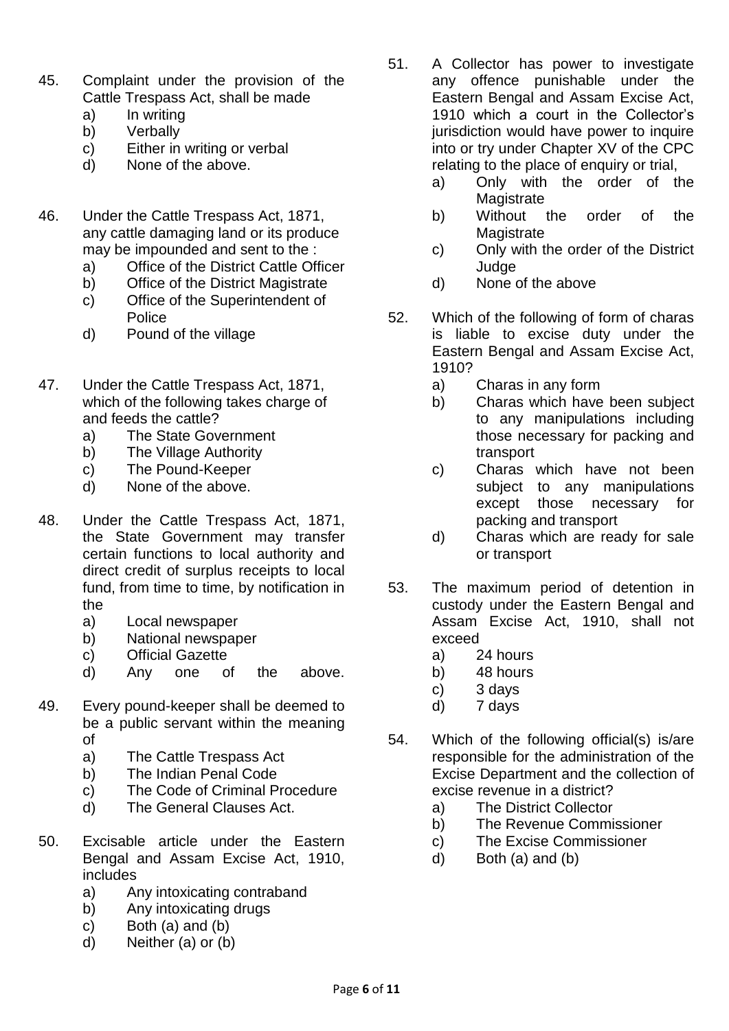45. Complaint under the provision of the Cattle Trespass Act, shall be made
    a) In writing
    b) Verbally
    c) Either in writing or verbal
    d) None of the above.

46. Under the Cattle Trespass Act, 1871, any cattle damaging land or its produce may be impounded and sent to the :
    a) Office of the District Cattle Officer
    b) Office of the District Magistrate
    c) Office of the Superintendent of Police
    d) Pound of the village

47. Under the Cattle Trespass Act, 1871, which of the following takes charge of and feeds the cattle?
    a) The State Government
    b) The Village Authority
    c) The Pound-Keeper
    d) None of the above.

48. Under the Cattle Trespass Act, 1871, the State Government may transfer certain functions to local authority and direct credit of surplus receipts to local fund, from time to time, by notification in the
    a) Local newspaper
    b) National newspaper
    c) Official Gazette
    d) Any one of the above.

49. Every pound-keeper shall be deemed to be a public servant within the meaning of
    a) The Cattle Trespass Act
    b) The Indian Penal Code
    c) The Code of Criminal Procedure
    d) The General Clauses Act.

50. Excisable article under the Eastern Bengal and Assam Excise Act, 1910, includes
    a) Any intoxicating contraband
    b) Any intoxicating drugs
    c) Both (a) and (b)
    d) Neither (a) or (b)

51. A Collector has power to investigate any offence punishable under the Eastern Bengal and Assam Excise Act, 1910 which a court in the Collector's jurisdiction would have power to inquire into or try under Chapter XV of the CPC relating to the place of enquiry or trial,
    a) Only with the order of the Magistrate
    b) Without the order of the Magistrate
    c) Only with the order of the District Judge
    d) None of the above

52. Which of the following of form of charas is liable to excise duty under the Eastern Bengal and Assam Excise Act, 1910?
    a) Charas in any form
    b) Charas which have been subject to any manipulations including those necessary for packing and transport
    c) Charas which have not been subject to any manipulations except those necessary for packing and transport
    d) Charas which are ready for sale or transport

53. The maximum period of detention in custody under the Eastern Bengal and Assam Excise Act, 1910, shall not exceed
    a) 24 hours
    b) 48 hours
    c) 3 days
    d) 7 days

54. Which of the following official(s) is/are responsible for the administration of the Excise Department and the collection of excise revenue in a district?
    a) The District Collector
    b) The Revenue Commissioner
    c) The Excise Commissioner
    d) Both (a) and (b)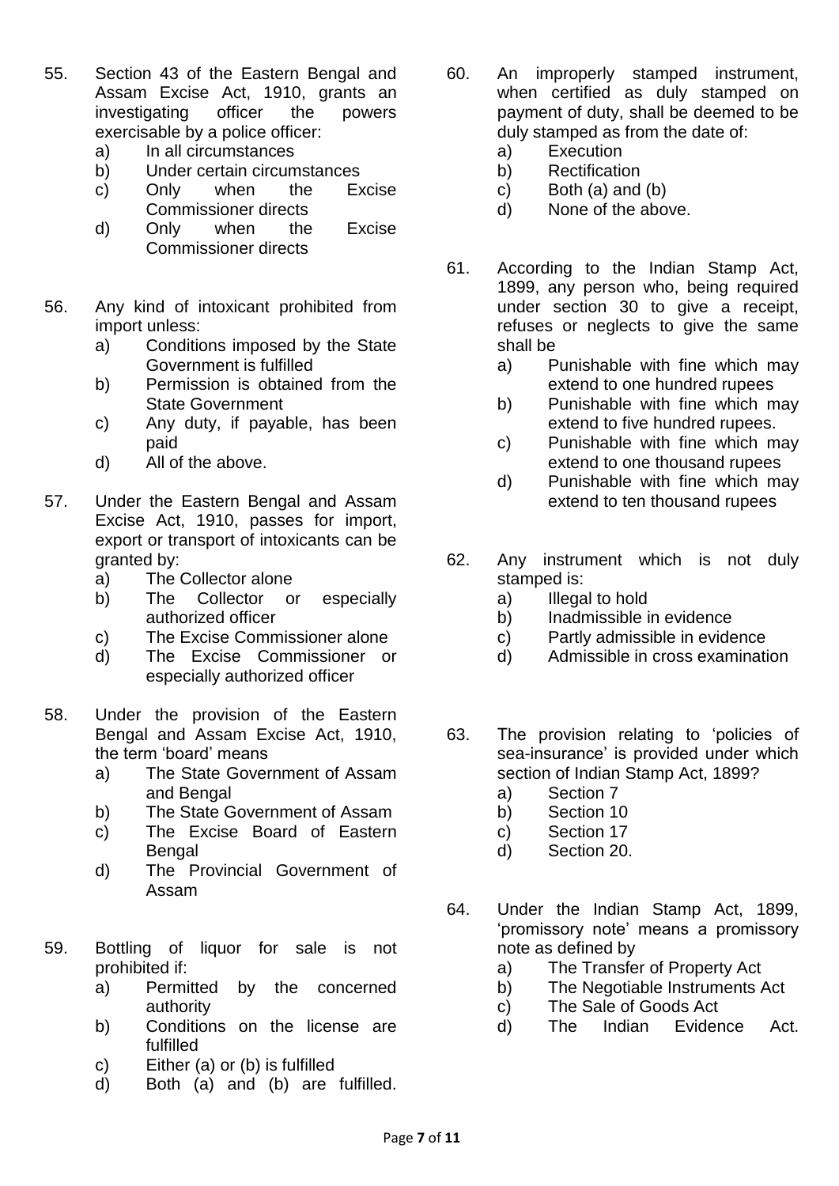55. Section 43 of the Eastern Bengal and Assam Excise Act, 1910, grants an investigating officer the powers exercisable by a police officer:
    a) In all circumstances
    b) Under certain circumstances
    c) Only when the Excise Commissioner directs
    d) Only when the Excise Commissioner directs

56. Any kind of intoxicant prohibited from import unless:
    a) Conditions imposed by the State Government is fulfilled
    b) Permission is obtained from the State Government
    c) Any duty, if payable, has been paid
    d) All of the above.

57. Under the Eastern Bengal and Assam Excise Act, 1910, passes for import, export or transport of intoxicants can be granted by:
    a) The Collector alone
    b) The Collector or especially authorized officer
    c) The Excise Commissioner alone
    d) The Excise Commissioner or especially authorized officer

58. Under the provision of the Eastern Bengal and Assam Excise Act, 1910, the term 'board' means
    a) The State Government of Assam and Bengal
    b) The State Government of Assam
    c) The Excise Board of Eastern Bengal
    d) The Provincial Government of Assam

59. Bottling of liquor for sale is not prohibited if:
    a) Permitted by the concerned authority
    b) Conditions on the license are fulfilled
    c) Either (a) or (b) is fulfilled
    d) Both (a) and (b) are fulfilled.

60. An improperly stamped instrument, when certified as duly stamped on payment of duty, shall be deemed to be duly stamped as from the date of:
    a) Execution
    b) Rectification
    c) Both (a) and (b)
    d) None of the above.

61. According to the Indian Stamp Act, 1899, any person who, being required under section 30 to give a receipt, refuses or neglects to give the same shall be
    a) Punishable with fine which may extend to one hundred rupees
    b) Punishable with fine which may extend to five hundred rupees.
    c) Punishable with fine which may extend to one thousand rupees
    d) Punishable with fine which may extend to ten thousand rupees

62. Any instrument which is not duly stamped is:
    a) Illegal to hold
    b) Inadmissible in evidence
    c) Partly admissible in evidence
    d) Admissible in cross examination

63. The provision relating to 'policies of sea-insurance' is provided under which section of Indian Stamp Act, 1899?
    a) Section 7
    b) Section 10
    c) Section 17
    d) Section 20.

64. Under the Indian Stamp Act, 1899, 'promissory note' means a promissory note as defined by
    a) The Transfer of Property Act
    b) The Negotiable Instruments Act
    c) The Sale of Goods Act
    d) The Indian Evidence Act.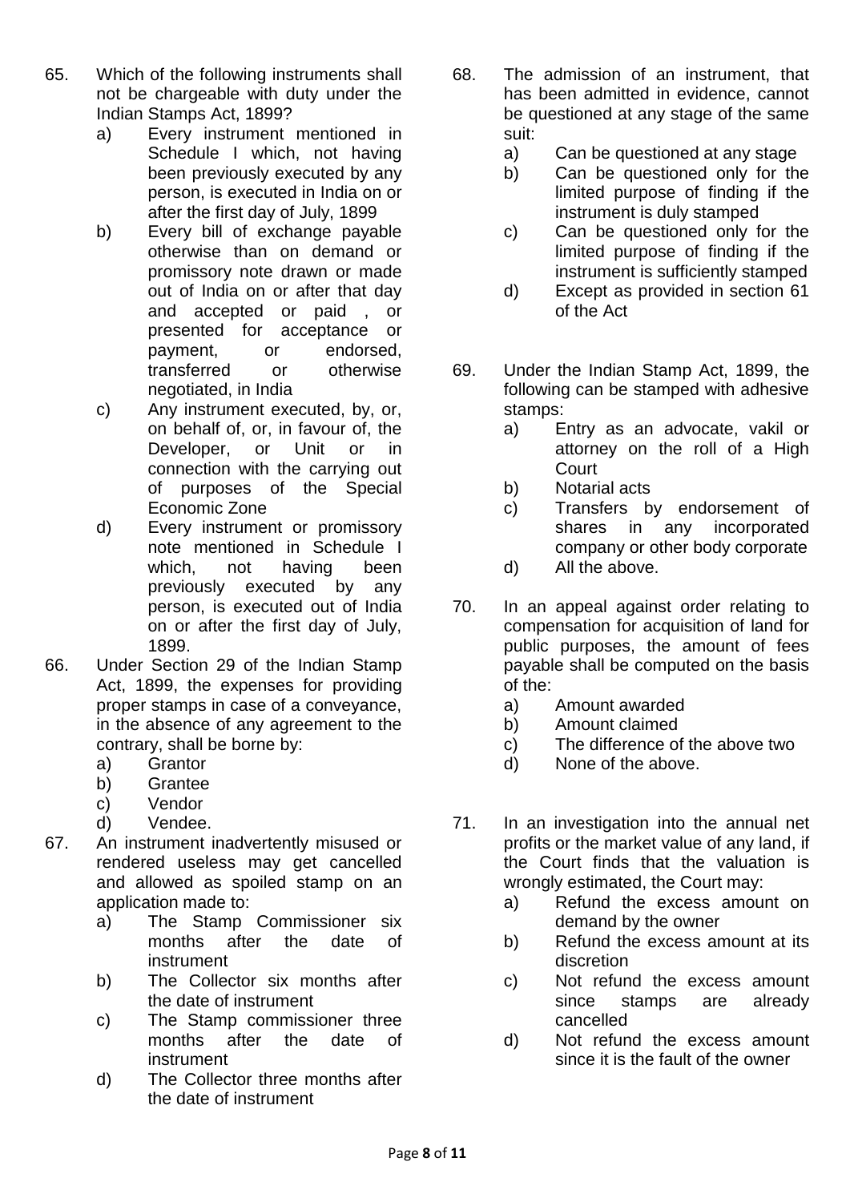65. Which of the following instruments shall not be chargeable with duty under the Indian Stamps Act, 1899?
    a) Every instrument mentioned in Schedule I which, not having been previously executed by any person, is executed in India on or after the first day of July, 1899
    b) Every bill of exchange payable otherwise than on demand or promissory note drawn or made out of India on or after that day and accepted or paid , or presented for acceptance or payment, or endorsed, transferred or otherwise negotiated, in India
    c) Any instrument executed, by, or, on behalf of, or, in favour of, the Developer, or Unit or in connection with the carrying out of purposes of the Special Economic Zone
    d) Every instrument or promissory note mentioned in Schedule I which, not having been previously executed by any person, is executed out of India on or after the first day of July, 1899.

66. Under Section 29 of the Indian Stamp Act, 1899, the expenses for providing proper stamps in case of a conveyance, in the absence of any agreement to the contrary, shall be borne by:
    a) Grantor
    b) Grantee
    c) Vendor
    d) Vendee.

67. An instrument inadvertently misused or rendered useless may get cancelled and allowed as spoiled stamp on an application made to:
    a) The Stamp Commissioner six months after the date of instrument
    b) The Collector six months after the date of instrument
    c) The Stamp commissioner three months after the date of instrument
    d) The Collector three months after the date of instrument

68. The admission of an instrument, that has been admitted in evidence, cannot be questioned at any stage of the same suit:
    a) Can be questioned at any stage
    b) Can be questioned only for the limited purpose of finding if the instrument is duly stamped
    c) Can be questioned only for the limited purpose of finding if the instrument is sufficiently stamped
    d) Except as provided in section 61 of the Act

69. Under the Indian Stamp Act, 1899, the following can be stamped with adhesive stamps:
    a) Entry as an advocate, vakil or attorney on the roll of a High Court
    b) Notarial acts
    c) Transfers by endorsement of shares in any incorporated company or other body corporate
    d) All the above.

70. In an appeal against order relating to compensation for acquisition of land for public purposes, the amount of fees payable shall be computed on the basis of the:
    a) Amount awarded
    b) Amount claimed
    c) The difference of the above two
    d) None of the above.

71. In an investigation into the annual net profits or the market value of any land, if the Court finds that the valuation is wrongly estimated, the Court may:
    a) Refund the excess amount on demand by the owner
    b) Refund the excess amount at its discretion
    c) Not refund the excess amount since stamps are already cancelled
    d) Not refund the excess amount since it is the fault of the owner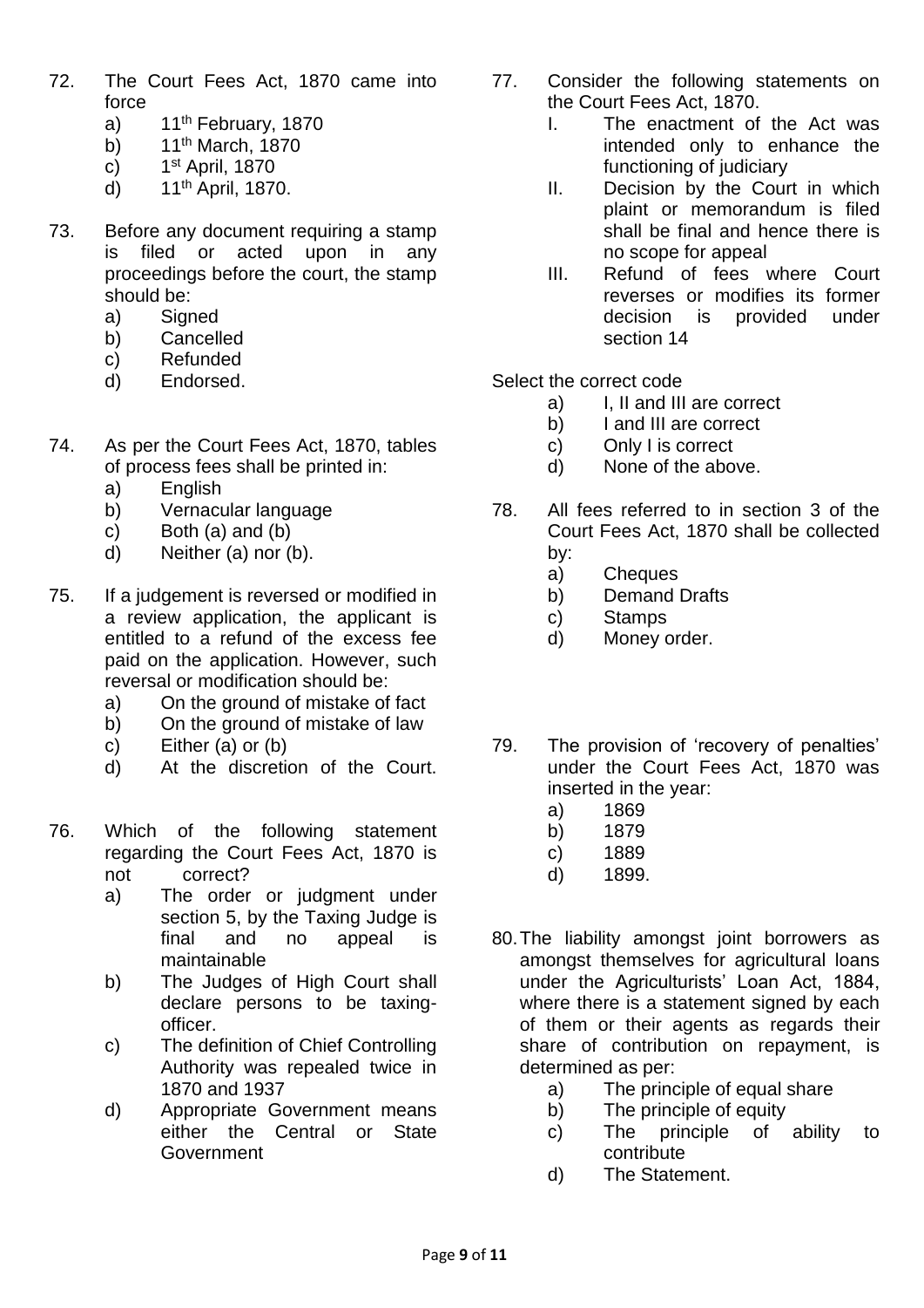72. The Court Fees Act, 1870 came into force
    a) 11th February, 1870
    b) 11th March, 1870
    c) 1st April, 1870
    d) 11th April, 1870.

73. Before any document requiring a stamp is filed or acted upon in any proceedings before the court, the stamp should be:
    a) Signed
    b) Cancelled
    c) Refunded
    d) Endorsed.

74. As per the Court Fees Act, 1870, tables of process fees shall be printed in:
    a) English
    b) Vernacular language
    c) Both (a) and (b)
    d) Neither (a) nor (b).

75. If a judgement is reversed or modified in a review application, the applicant is entitled to a refund of the excess fee paid on the application. However, such reversal or modification should be:
    a) On the ground of mistake of fact
    b) On the ground of mistake of law
    c) Either (a) or (b)
    d) At the discretion of the Court.

76. Which of the following statement regarding the Court Fees Act, 1870 is not correct?
    a) The order or judgment under section 5, by the Taxing Judge is final and no appeal is maintainable
    b) The Judges of High Court shall declare persons to be taxing-officer.
    c) The definition of Chief Controlling Authority was repealed twice in 1870 and 1937
    d) Appropriate Government means either the Central or State Government

77. Consider the following statements on the Court Fees Act, 1870.
    I. The enactment of the Act was intended only to enhance the functioning of judiciary
    II. Decision by the Court in which plaint or memorandum is filed shall be final and hence there is no scope for appeal
    III. Refund of fees where Court reverses or modifies its former decision is provided under section 14

    Select the correct code
    a) I, II and III are correct
    b) I and III are correct
    c) Only I is correct
    d) None of the above.

78. All fees referred to in section 3 of the Court Fees Act, 1870 shall be collected by:
    a) Cheques
    b) Demand Drafts
    c) Stamps
    d) Money order.

79. The provision of 'recovery of penalties' under the Court Fees Act, 1870 was inserted in the year:
    a) 1869
    b) 1879
    c) 1889
    d) 1899.

80. The liability amongst joint borrowers as amongst themselves for agricultural loans under the Agriculturists' Loan Act, 1884, where there is a statement signed by each of them or their agents as regards their share of contribution on repayment, is determined as per:
    a) The principle of equal share
    b) The principle of equity
    c) The principle of ability to contribute
    d) The Statement.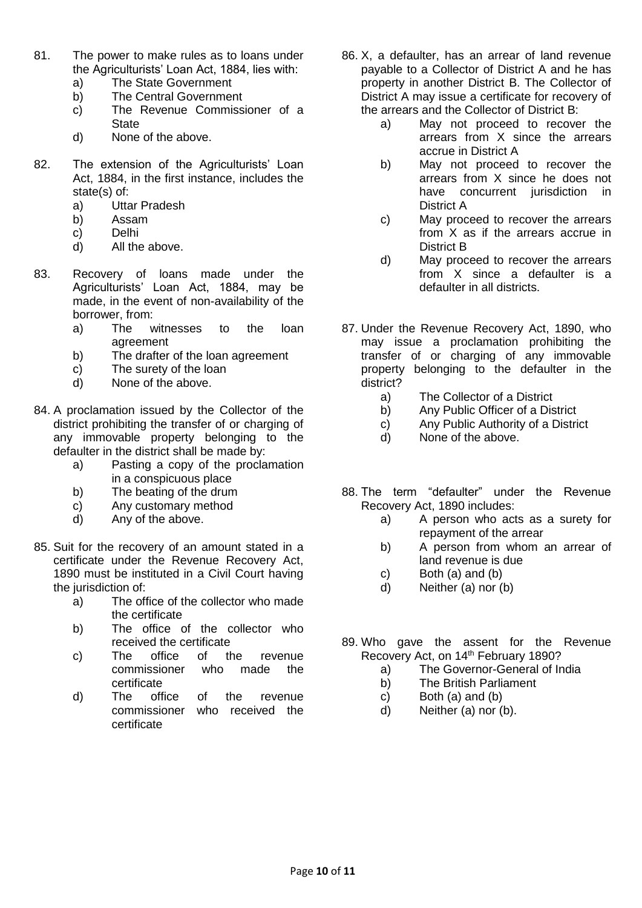81. The power to make rules as to loans under the Agriculturists' Loan Act, 1884, lies with:
    a) The State Government
    b) The Central Government
    c) The Revenue Commissioner of a State
    d) None of the above.

82. The extension of the Agriculturists' Loan Act, 1884, in the first instance, includes the state(s) of:
    a) Uttar Pradesh
    b) Assam
    c) Delhi
    d) All the above.

83. Recovery of loans made under the Agriculturists' Loan Act, 1884, may be made, in the event of non-availability of the borrower, from:
    a) The witnesses to the loan agreement
    b) The drafter of the loan agreement
    c) The surety of the loan
    d) None of the above.

84. A proclamation issued by the Collector of the district prohibiting the transfer of or charging of any immovable property belonging to the defaulter in the district shall be made by:
    a) Pasting a copy of the proclamation in a conspicuous place
    b) The beating of the drum
    c) Any customary method
    d) Any of the above.

85. Suit for the recovery of an amount stated in a certificate under the Revenue Recovery Act, 1890 must be instituted in a Civil Court having the jurisdiction of:
    a) The office of the collector who made the certificate
    b) The office of the collector who received the certificate
    c) The office of the revenue commissioner who made the certificate
    d) The office of the revenue commissioner who received the certificate

86. X, a defaulter, has an arrear of land revenue payable to a Collector of District A and he has property in another District B. The Collector of District A may issue a certificate for recovery of the arrears and the Collector of District B:
    a) May not proceed to recover the arrears from X since the arrears accrue in District A
    b) May not proceed to recover the arrears from X since he does not have concurrent jurisdiction in District A
    c) May proceed to recover the arrears from X as if the arrears accrue in District B
    d) May proceed to recover the arrears from X since a defaulter is a defaulter in all districts.

87. Under the Revenue Recovery Act, 1890, who may issue a proclamation prohibiting the transfer of or charging of any immovable property belonging to the defaulter in the district?
    a) The Collector of a District
    b) Any Public Officer of a District
    c) Any Public Authority of a District
    d) None of the above.

88. The term "defaulter" under the Revenue Recovery Act, 1890 includes:
    a) A person who acts as a surety for repayment of the arrear
    b) A person from whom an arrear of land revenue is due
    c) Both (a) and (b)
    d) Neither (a) nor (b)

89. Who gave the assent for the Revenue Recovery Act, on 14th February 1890?
    a) The Governor-General of India
    b) The British Parliament
    c) Both (a) and (b)
    d) Neither (a) nor (b).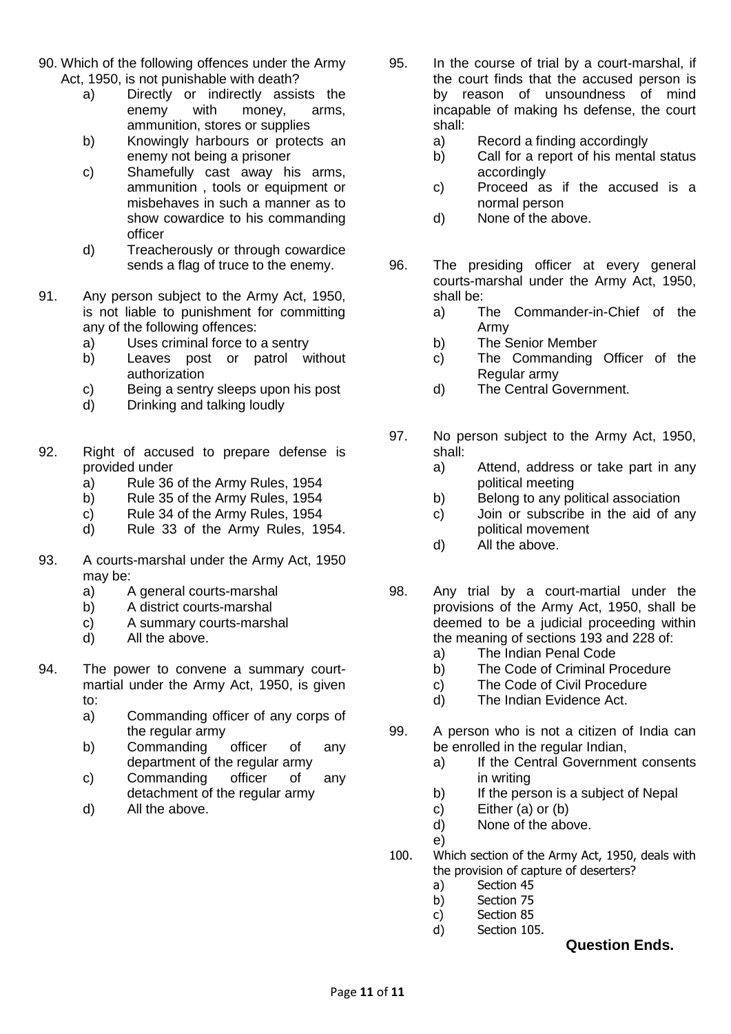90. Which of the following offences under the Army Act, 1950, is not punishable with death?
    a) Directly or indirectly assists the enemy with money, arms, ammunition, stores or supplies
    b) Knowingly harbours or protects an enemy not being a prisoner
    c) Shamefully cast away his arms, ammunition , tools or equipment or misbehaves in such a manner as to show cowardice to his commanding officer
    d) Treacherously or through cowardice sends a flag of truce to the enemy.

91. Any person subject to the Army Act, 1950, is not liable to punishment for committing any of the following offences:
    a) Uses criminal force to a sentry
    b) Leaves post or patrol without authorization
    c) Being a sentry sleeps upon his post
    d) Drinking and talking loudly

92. Right of accused to prepare defense is provided under
    a) Rule 36 of the Army Rules, 1954
    b) Rule 35 of the Army Rules, 1954
    c) Rule 34 of the Army Rules, 1954
    d) Rule 33 of the Army Rules, 1954.

93. A courts-marshal under the Army Act, 1950 may be:
    a) A general courts-marshal
    b) A district courts-marshal
    c) A summary courts-marshal
    d) All the above.

94. The power to convene a summary court-martial under the Army Act, 1950, is given to:
    a) Commanding officer of any corps of the regular army
    b) Commanding officer of any department of the regular army
    c) Commanding officer of any detachment of the regular army
    d) All the above.

95. In the course of trial by a court-marshal, if the court finds that the accused person is by reason of unsoundness of mind incapable of making hs defense, the court shall:
    a) Record a finding accordingly
    b) Call for a report of his mental status accordingly
    c) Proceed as if the accused is a normal person
    d) None of the above.

96. The presiding officer at every general courts-marshal under the Army Act, 1950, shall be:
    a) The Commander-in-Chief of the Army
    b) The Senior Member
    c) The Commanding Officer of the Regular army
    d) The Central Government.

97. No person subject to the Army Act, 1950, shall:
    a) Attend, address or take part in any political meeting
    b) Belong to any political association
    c) Join or subscribe in the aid of any political movement
    d) All the above.

98. Any trial by a court-martial under the provisions of the Army Act, 1950, shall be deemed to be a judicial proceeding within the meaning of sections 193 and 228 of:
    a) The Indian Penal Code
    b) The Code of Criminal Procedure
    c) The Code of Civil Procedure
    d) The Indian Evidence Act.

99. A person who is not a citizen of India can be enrolled in the regular Indian,
    a) If the Central Government consents in writing
    b) If the person is a subject of Nepal
    c) Either (a) or (b)
    d) None of the above.
    e)

100. Which section of the Army Act, 1950, deals with the provision of capture of deserters?
    a) Section 45
    b) Section 75
    c) Section 85
    d) Section 105.

**Question Ends.**